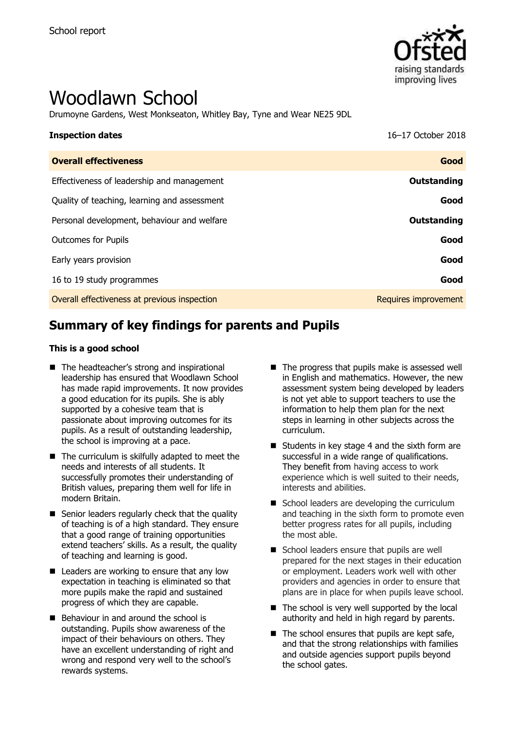School report

# Woodlawn School

Drumoyne Gardens, West Monkseaton, Whitley Bay, Tyne and Wear NE25 9DL

| **Inspection dates** | 16–17 October 2018 |
| --- | --- |
| **Overall effectiveness** | **Good** |
| Effectiveness of leadership and management | **Outstanding** |
| Quality of teaching, learning and assessment | **Good** |
| Personal development, behaviour and welfare | **Outstanding** |
| Outcomes for Pupils | **Good** |
| Early years provision | **Good** |
| 16 to 19 study programmes | **Good** |
| Overall effectiveness at previous inspection | Requires improvement |

## Summary of key findings for parents and Pupils

**This is a good school**

- The headteacher's strong and inspirational leadership has ensured that Woodlawn School has made rapid improvements. It now provides a good education for its pupils. She is ably supported by a cohesive team that is passionate about improving outcomes for its pupils. As a result of outstanding leadership, the school is improving at a pace.
- The curriculum is skilfully adapted to meet the needs and interests of all students. It successfully promotes their understanding of British values, preparing them well for life in modern Britain.
- Senior leaders regularly check that the quality of teaching is of a high standard. They ensure that a good range of training opportunities extend teachers' skills. As a result, the quality of teaching and learning is good.
- Leaders are working to ensure that any low expectation in teaching is eliminated so that more pupils make the rapid and sustained progress of which they are capable.
- Behaviour in and around the school is outstanding. Pupils show awareness of the impact of their behaviours on others. They have an excellent understanding of right and wrong and respond very well to the school's rewards systems.
- The progress that pupils make is assessed well in English and mathematics. However, the new assessment system being developed by leaders is not yet able to support teachers to use the information to help them plan for the next steps in learning in other subjects across the curriculum.
- Students in key stage 4 and the sixth form are successful in a wide range of qualifications. They benefit from having access to work experience which is well suited to their needs, interests and abilities.
- School leaders are developing the curriculum and teaching in the sixth form to promote even better progress rates for all pupils, including the most able.
- School leaders ensure that pupils are well prepared for the next stages in their education or employment. Leaders work well with other providers and agencies in order to ensure that plans are in place for when pupils leave school.
- The school is very well supported by the local authority and held in high regard by parents.
- The school ensures that pupils are kept safe, and that the strong relationships with families and outside agencies support pupils beyond the school gates.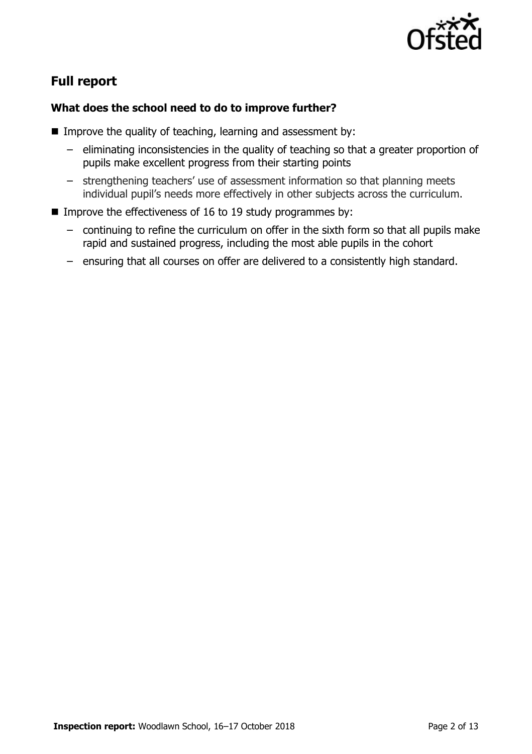## Full report

### What does the school need to do to improve further?

- Improve the quality of teaching, learning and assessment by:
  - eliminating inconsistencies in the quality of teaching so that a greater proportion of pupils make excellent progress from their starting points
  - strengthening teachers' use of assessment information so that planning meets individual pupil's needs more effectively in other subjects across the curriculum.
- Improve the effectiveness of 16 to 19 study programmes by:
  - continuing to refine the curriculum on offer in the sixth form so that all pupils make rapid and sustained progress, including the most able pupils in the cohort
  - ensuring that all courses on offer are delivered to a consistently high standard.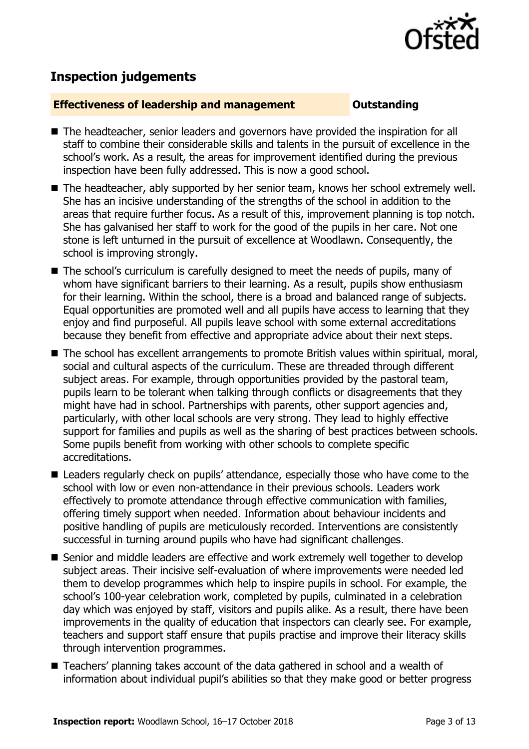## Inspection judgements

**Effectiveness of leadership and management** **Outstanding**

- The headteacher, senior leaders and governors have provided the inspiration for all staff to combine their considerable skills and talents in the pursuit of excellence in the school's work. As a result, the areas for improvement identified during the previous inspection have been fully addressed. This is now a good school.
- The headteacher, ably supported by her senior team, knows her school extremely well. She has an incisive understanding of the strengths of the school in addition to the areas that require further focus. As a result of this, improvement planning is top notch. She has galvanised her staff to work for the good of the pupils in her care. Not one stone is left unturned in the pursuit of excellence at Woodlawn. Consequently, the school is improving strongly.
- The school's curriculum is carefully designed to meet the needs of pupils, many of whom have significant barriers to their learning. As a result, pupils show enthusiasm for their learning. Within the school, there is a broad and balanced range of subjects. Equal opportunities are promoted well and all pupils have access to learning that they enjoy and find purposeful. All pupils leave school with some external accreditations because they benefit from effective and appropriate advice about their next steps.
- The school has excellent arrangements to promote British values within spiritual, moral, social and cultural aspects of the curriculum. These are threaded through different subject areas. For example, through opportunities provided by the pastoral team, pupils learn to be tolerant when talking through conflicts or disagreements that they might have had in school. Partnerships with parents, other support agencies and, particularly, with other local schools are very strong. They lead to highly effective support for families and pupils as well as the sharing of best practices between schools. Some pupils benefit from working with other schools to complete specific accreditations.
- Leaders regularly check on pupils' attendance, especially those who have come to the school with low or even non-attendance in their previous schools. Leaders work effectively to promote attendance through effective communication with families, offering timely support when needed. Information about behaviour incidents and positive handling of pupils are meticulously recorded. Interventions are consistently successful in turning around pupils who have had significant challenges.
- Senior and middle leaders are effective and work extremely well together to develop subject areas. Their incisive self-evaluation of where improvements were needed led them to develop programmes which help to inspire pupils in school. For example, the school's 100-year celebration work, completed by pupils, culminated in a celebration day which was enjoyed by staff, visitors and pupils alike. As a result, there have been improvements in the quality of education that inspectors can clearly see. For example, teachers and support staff ensure that pupils practise and improve their literacy skills through intervention programmes.
- Teachers' planning takes account of the data gathered in school and a wealth of information about individual pupil's abilities so that they make good or better progress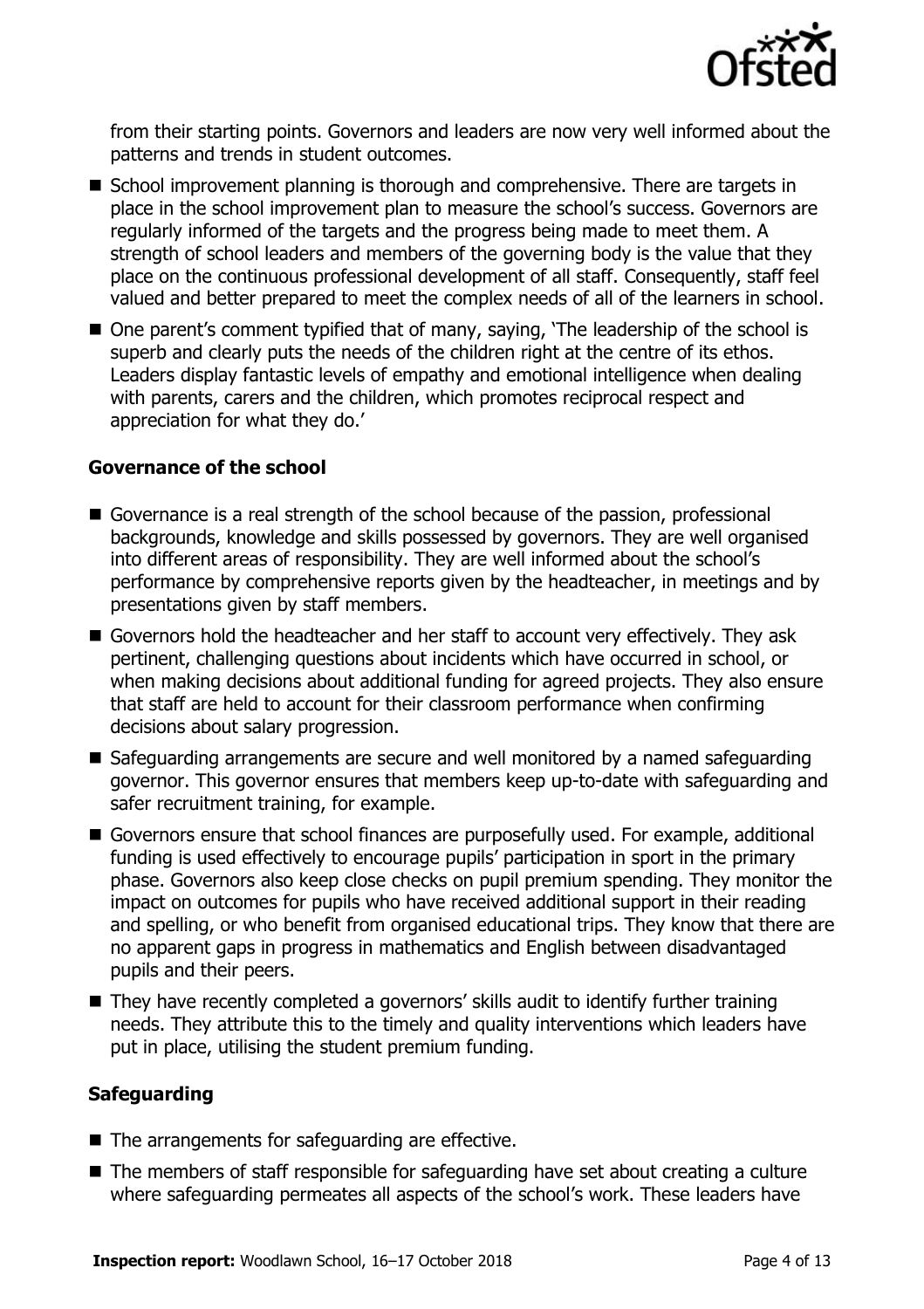from their starting points. Governors and leaders are now very well informed about the patterns and trends in student outcomes.

- School improvement planning is thorough and comprehensive. There are targets in place in the school improvement plan to measure the school's success. Governors are regularly informed of the targets and the progress being made to meet them. A strength of school leaders and members of the governing body is the value that they place on the continuous professional development of all staff. Consequently, staff feel valued and better prepared to meet the complex needs of all of the learners in school.
- One parent's comment typified that of many, saying, 'The leadership of the school is superb and clearly puts the needs of the children right at the centre of its ethos. Leaders display fantastic levels of empathy and emotional intelligence when dealing with parents, carers and the children, which promotes reciprocal respect and appreciation for what they do.'

### Governance of the school

- Governance is a real strength of the school because of the passion, professional backgrounds, knowledge and skills possessed by governors. They are well organised into different areas of responsibility. They are well informed about the school's performance by comprehensive reports given by the headteacher, in meetings and by presentations given by staff members.
- Governors hold the headteacher and her staff to account very effectively. They ask pertinent, challenging questions about incidents which have occurred in school, or when making decisions about additional funding for agreed projects. They also ensure that staff are held to account for their classroom performance when confirming decisions about salary progression.
- Safeguarding arrangements are secure and well monitored by a named safeguarding governor. This governor ensures that members keep up-to-date with safeguarding and safer recruitment training, for example.
- Governors ensure that school finances are purposefully used. For example, additional funding is used effectively to encourage pupils' participation in sport in the primary phase. Governors also keep close checks on pupil premium spending. They monitor the impact on outcomes for pupils who have received additional support in their reading and spelling, or who benefit from organised educational trips. They know that there are no apparent gaps in progress in mathematics and English between disadvantaged pupils and their peers.
- They have recently completed a governors' skills audit to identify further training needs. They attribute this to the timely and quality interventions which leaders have put in place, utilising the student premium funding.

### Safeguarding

- The arrangements for safeguarding are effective.
- The members of staff responsible for safeguarding have set about creating a culture where safeguarding permeates all aspects of the school's work. These leaders have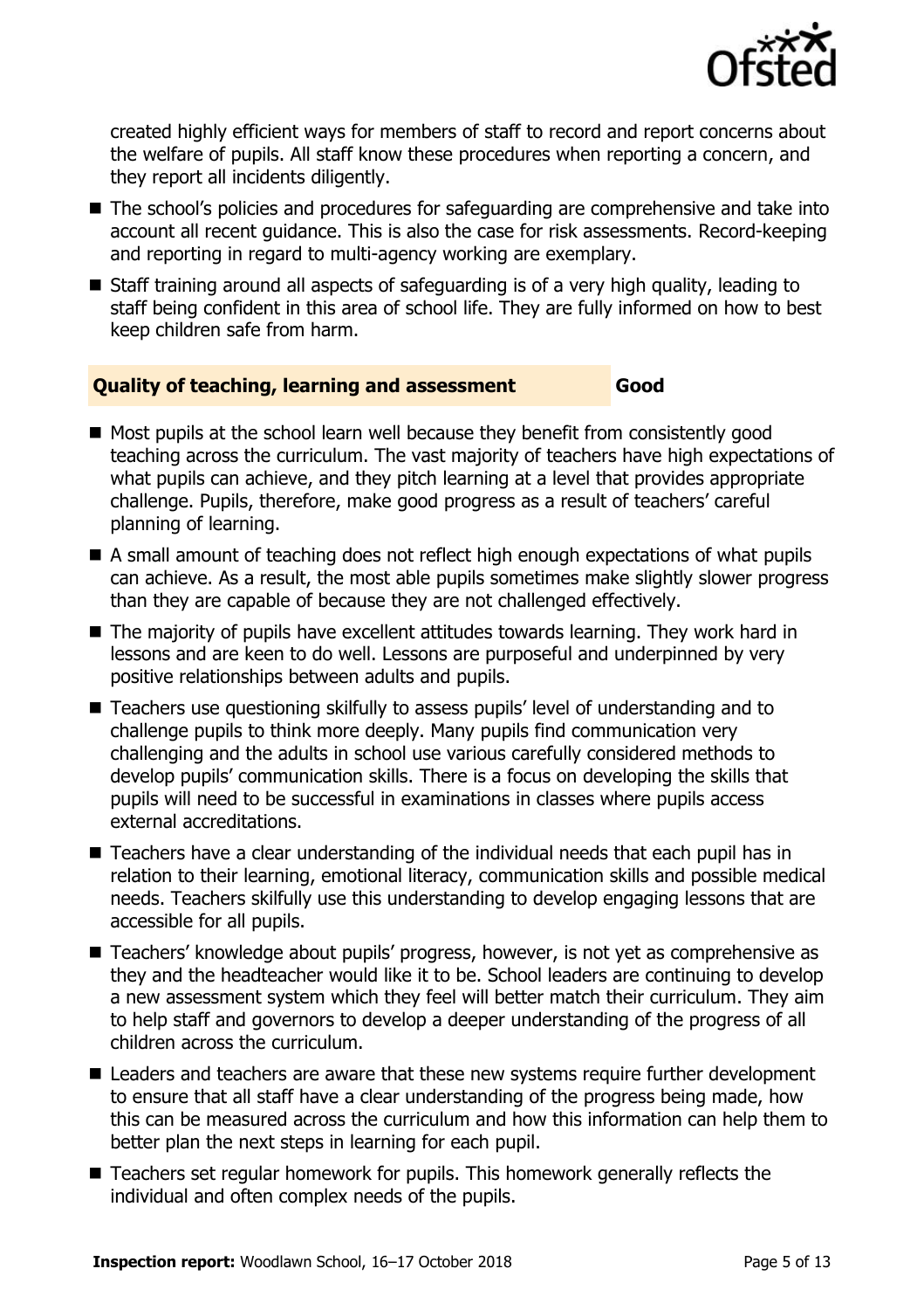created highly efficient ways for members of staff to record and report concerns about the welfare of pupils. All staff know these procedures when reporting a concern, and they report all incidents diligently.

- The school's policies and procedures for safeguarding are comprehensive and take into account all recent guidance. This is also the case for risk assessments. Record-keeping and reporting in regard to multi-agency working are exemplary.
- Staff training around all aspects of safeguarding is of a very high quality, leading to staff being confident in this area of school life. They are fully informed on how to best keep children safe from harm.

## Quality of teaching, learning and assessment — Good

- Most pupils at the school learn well because they benefit from consistently good teaching across the curriculum. The vast majority of teachers have high expectations of what pupils can achieve, and they pitch learning at a level that provides appropriate challenge. Pupils, therefore, make good progress as a result of teachers' careful planning of learning.
- A small amount of teaching does not reflect high enough expectations of what pupils can achieve. As a result, the most able pupils sometimes make slightly slower progress than they are capable of because they are not challenged effectively.
- The majority of pupils have excellent attitudes towards learning. They work hard in lessons and are keen to do well. Lessons are purposeful and underpinned by very positive relationships between adults and pupils.
- Teachers use questioning skilfully to assess pupils' level of understanding and to challenge pupils to think more deeply. Many pupils find communication very challenging and the adults in school use various carefully considered methods to develop pupils' communication skills. There is a focus on developing the skills that pupils will need to be successful in examinations in classes where pupils access external accreditations.
- Teachers have a clear understanding of the individual needs that each pupil has in relation to their learning, emotional literacy, communication skills and possible medical needs. Teachers skilfully use this understanding to develop engaging lessons that are accessible for all pupils.
- Teachers' knowledge about pupils' progress, however, is not yet as comprehensive as they and the headteacher would like it to be. School leaders are continuing to develop a new assessment system which they feel will better match their curriculum. They aim to help staff and governors to develop a deeper understanding of the progress of all children across the curriculum.
- Leaders and teachers are aware that these new systems require further development to ensure that all staff have a clear understanding of the progress being made, how this can be measured across the curriculum and how this information can help them to better plan the next steps in learning for each pupil.
- Teachers set regular homework for pupils. This homework generally reflects the individual and often complex needs of the pupils.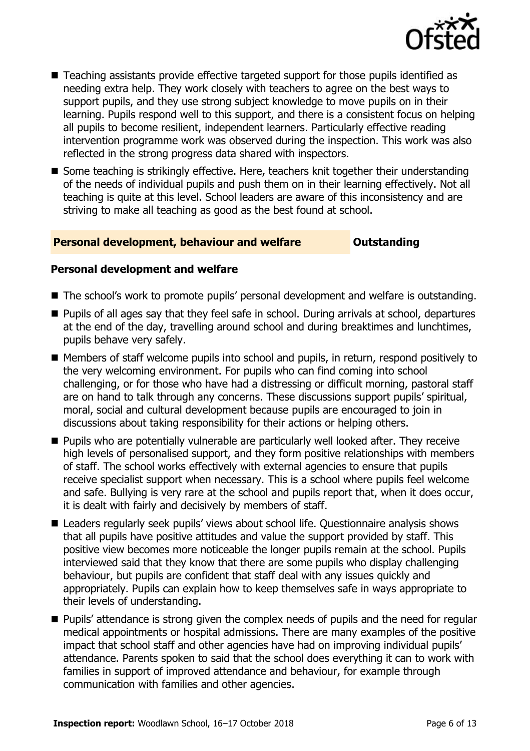- Teaching assistants provide effective targeted support for those pupils identified as needing extra help. They work closely with teachers to agree on the best ways to support pupils, and they use strong subject knowledge to move pupils on in their learning. Pupils respond well to this support, and there is a consistent focus on helping all pupils to become resilient, independent learners. Particularly effective reading intervention programme work was observed during the inspection. This work was also reflected in the strong progress data shared with inspectors.
- Some teaching is strikingly effective. Here, teachers knit together their understanding of the needs of individual pupils and push them on in their learning effectively. Not all teaching is quite at this level. School leaders are aware of this inconsistency and are striving to make all teaching as good as the best found at school.

## Personal development, behaviour and welfare — Outstanding

### Personal development and welfare

- The school's work to promote pupils' personal development and welfare is outstanding.
- Pupils of all ages say that they feel safe in school. During arrivals at school, departures at the end of the day, travelling around school and during breaktimes and lunchtimes, pupils behave very safely.
- Members of staff welcome pupils into school and pupils, in return, respond positively to the very welcoming environment. For pupils who can find coming into school challenging, or for those who have had a distressing or difficult morning, pastoral staff are on hand to talk through any concerns. These discussions support pupils' spiritual, moral, social and cultural development because pupils are encouraged to join in discussions about taking responsibility for their actions or helping others.
- Pupils who are potentially vulnerable are particularly well looked after. They receive high levels of personalised support, and they form positive relationships with members of staff. The school works effectively with external agencies to ensure that pupils receive specialist support when necessary. This is a school where pupils feel welcome and safe. Bullying is very rare at the school and pupils report that, when it does occur, it is dealt with fairly and decisively by members of staff.
- Leaders regularly seek pupils' views about school life. Questionnaire analysis shows that all pupils have positive attitudes and value the support provided by staff. This positive view becomes more noticeable the longer pupils remain at the school. Pupils interviewed said that they know that there are some pupils who display challenging behaviour, but pupils are confident that staff deal with any issues quickly and appropriately. Pupils can explain how to keep themselves safe in ways appropriate to their levels of understanding.
- Pupils' attendance is strong given the complex needs of pupils and the need for regular medical appointments or hospital admissions. There are many examples of the positive impact that school staff and other agencies have had on improving individual pupils' attendance. Parents spoken to said that the school does everything it can to work with families in support of improved attendance and behaviour, for example through communication with families and other agencies.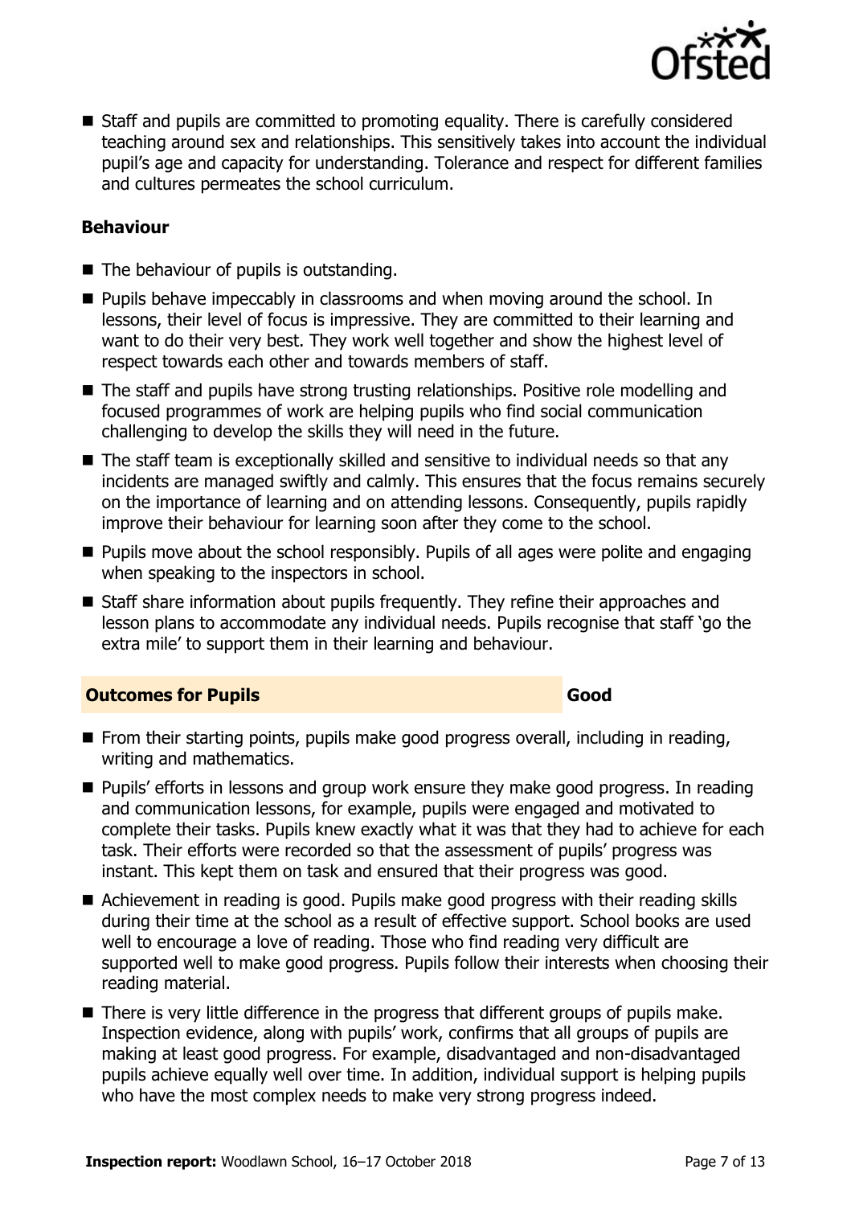- Staff and pupils are committed to promoting equality. There is carefully considered teaching around sex and relationships. This sensitively takes into account the individual pupil's age and capacity for understanding. Tolerance and respect for different families and cultures permeates the school curriculum.

### Behaviour

- The behaviour of pupils is outstanding.
- Pupils behave impeccably in classrooms and when moving around the school. In lessons, their level of focus is impressive. They are committed to their learning and want to do their very best. They work well together and show the highest level of respect towards each other and towards members of staff.
- The staff and pupils have strong trusting relationships. Positive role modelling and focused programmes of work are helping pupils who find social communication challenging to develop the skills they will need in the future.
- The staff team is exceptionally skilled and sensitive to individual needs so that any incidents are managed swiftly and calmly. This ensures that the focus remains securely on the importance of learning and on attending lessons. Consequently, pupils rapidly improve their behaviour for learning soon after they come to the school.
- Pupils move about the school responsibly. Pupils of all ages were polite and engaging when speaking to the inspectors in school.
- Staff share information about pupils frequently. They refine their approaches and lesson plans to accommodate any individual needs. Pupils recognise that staff 'go the extra mile' to support them in their learning and behaviour.

## Outcomes for Pupils — Good

- From their starting points, pupils make good progress overall, including in reading, writing and mathematics.
- Pupils' efforts in lessons and group work ensure they make good progress. In reading and communication lessons, for example, pupils were engaged and motivated to complete their tasks. Pupils knew exactly what it was that they had to achieve for each task. Their efforts were recorded so that the assessment of pupils' progress was instant. This kept them on task and ensured that their progress was good.
- Achievement in reading is good. Pupils make good progress with their reading skills during their time at the school as a result of effective support. School books are used well to encourage a love of reading. Those who find reading very difficult are supported well to make good progress. Pupils follow their interests when choosing their reading material.
- There is very little difference in the progress that different groups of pupils make. Inspection evidence, along with pupils' work, confirms that all groups of pupils are making at least good progress. For example, disadvantaged and non-disadvantaged pupils achieve equally well over time. In addition, individual support is helping pupils who have the most complex needs to make very strong progress indeed.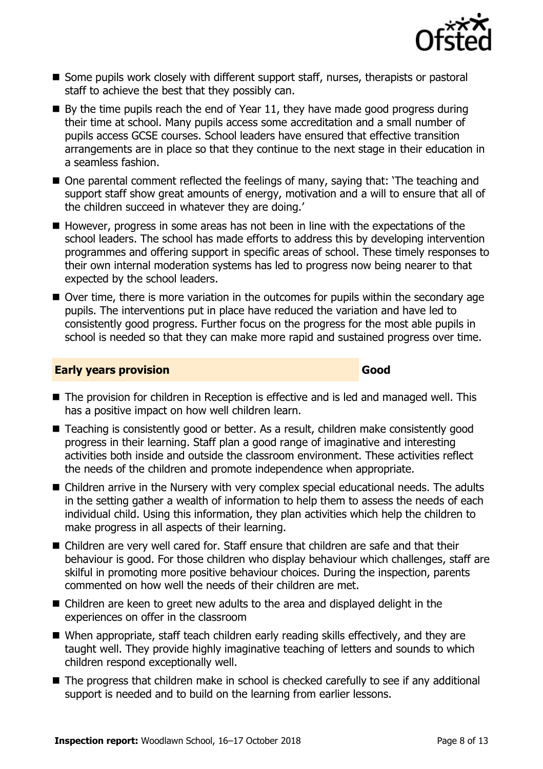- Some pupils work closely with different support staff, nurses, therapists or pastoral staff to achieve the best that they possibly can.
- By the time pupils reach the end of Year 11, they have made good progress during their time at school. Many pupils access some accreditation and a small number of pupils access GCSE courses. School leaders have ensured that effective transition arrangements are in place so that they continue to the next stage in their education in a seamless fashion.
- One parental comment reflected the feelings of many, saying that: 'The teaching and support staff show great amounts of energy, motivation and a will to ensure that all of the children succeed in whatever they are doing.'
- However, progress in some areas has not been in line with the expectations of the school leaders. The school has made efforts to address this by developing intervention programmes and offering support in specific areas of school. These timely responses to their own internal moderation systems has led to progress now being nearer to that expected by the school leaders.
- Over time, there is more variation in the outcomes for pupils within the secondary age pupils. The interventions put in place have reduced the variation and have led to consistently good progress. Further focus on the progress for the most able pupils in school is needed so that they can make more rapid and sustained progress over time.

## Early years provision — Good

- The provision for children in Reception is effective and is led and managed well. This has a positive impact on how well children learn.
- Teaching is consistently good or better. As a result, children make consistently good progress in their learning. Staff plan a good range of imaginative and interesting activities both inside and outside the classroom environment. These activities reflect the needs of the children and promote independence when appropriate.
- Children arrive in the Nursery with very complex special educational needs. The adults in the setting gather a wealth of information to help them to assess the needs of each individual child. Using this information, they plan activities which help the children to make progress in all aspects of their learning.
- Children are very well cared for. Staff ensure that children are safe and that their behaviour is good. For those children who display behaviour which challenges, staff are skilful in promoting more positive behaviour choices. During the inspection, parents commented on how well the needs of their children are met.
- Children are keen to greet new adults to the area and displayed delight in the experiences on offer in the classroom
- When appropriate, staff teach children early reading skills effectively, and they are taught well. They provide highly imaginative teaching of letters and sounds to which children respond exceptionally well.
- The progress that children make in school is checked carefully to see if any additional support is needed and to build on the learning from earlier lessons.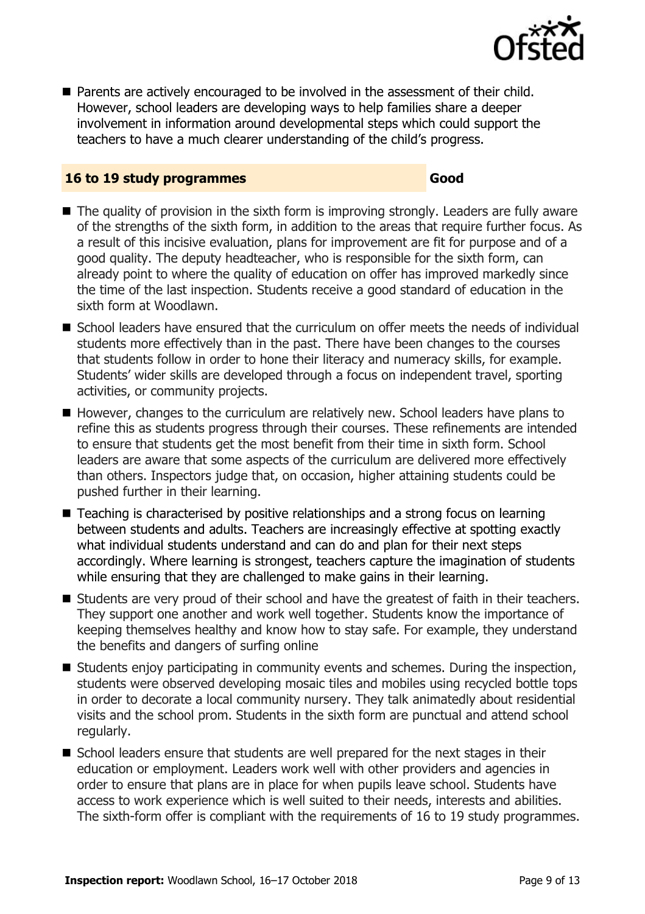- Parents are actively encouraged to be involved in the assessment of their child. However, school leaders are developing ways to help families share a deeper involvement in information around developmental steps which could support the teachers to have a much clearer understanding of the child's progress.

| 16 to 19 study programmes | Good |
|---|---|

- The quality of provision in the sixth form is improving strongly. Leaders are fully aware of the strengths of the sixth form, in addition to the areas that require further focus. As a result of this incisive evaluation, plans for improvement are fit for purpose and of a good quality. The deputy headteacher, who is responsible for the sixth form, can already point to where the quality of education on offer has improved markedly since the time of the last inspection. Students receive a good standard of education in the sixth form at Woodlawn.
- School leaders have ensured that the curriculum on offer meets the needs of individual students more effectively than in the past. There have been changes to the courses that students follow in order to hone their literacy and numeracy skills, for example. Students' wider skills are developed through a focus on independent travel, sporting activities, or community projects.
- However, changes to the curriculum are relatively new. School leaders have plans to refine this as students progress through their courses. These refinements are intended to ensure that students get the most benefit from their time in sixth form. School leaders are aware that some aspects of the curriculum are delivered more effectively than others. Inspectors judge that, on occasion, higher attaining students could be pushed further in their learning.
- Teaching is characterised by positive relationships and a strong focus on learning between students and adults. Teachers are increasingly effective at spotting exactly what individual students understand and can do and plan for their next steps accordingly. Where learning is strongest, teachers capture the imagination of students while ensuring that they are challenged to make gains in their learning.
- Students are very proud of their school and have the greatest of faith in their teachers. They support one another and work well together. Students know the importance of keeping themselves healthy and know how to stay safe. For example, they understand the benefits and dangers of surfing online
- Students enjoy participating in community events and schemes. During the inspection, students were observed developing mosaic tiles and mobiles using recycled bottle tops in order to decorate a local community nursery. They talk animatedly about residential visits and the school prom. Students in the sixth form are punctual and attend school regularly.
- School leaders ensure that students are well prepared for the next stages in their education or employment. Leaders work well with other providers and agencies in order to ensure that plans are in place for when pupils leave school. Students have access to work experience which is well suited to their needs, interests and abilities. The sixth-form offer is compliant with the requirements of 16 to 19 study programmes.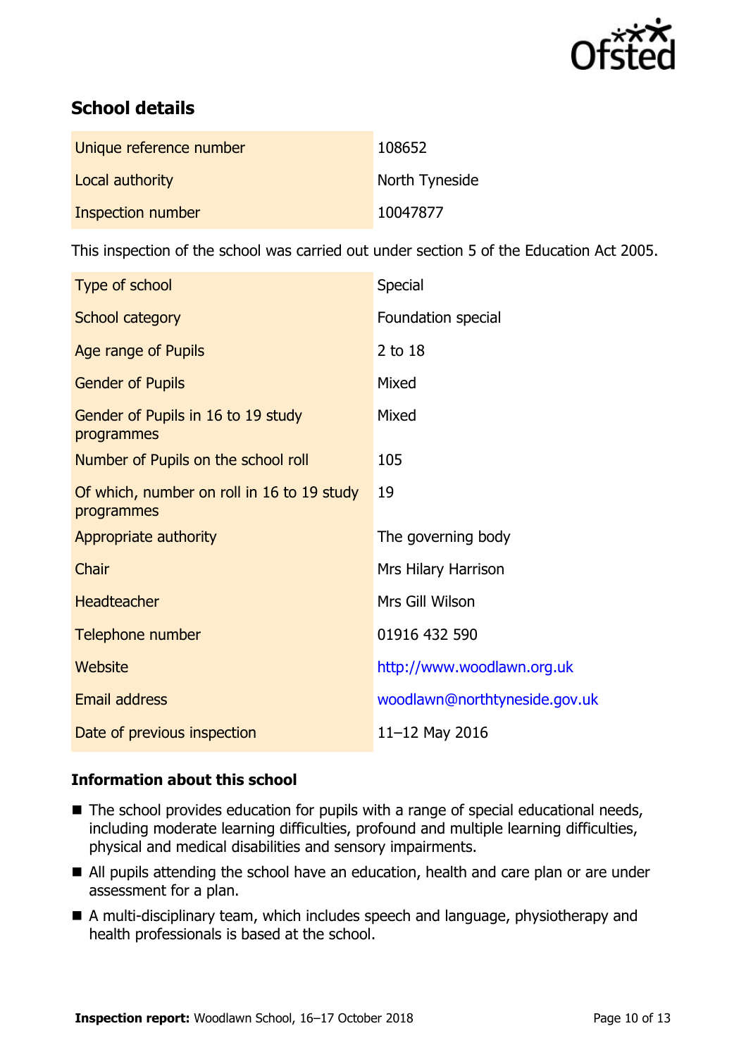## School details

| | |
|---|---|
| Unique reference number | 108652 |
| Local authority | North Tyneside |
| Inspection number | 10047877 |

This inspection of the school was carried out under section 5 of the Education Act 2005.

| | |
|---|---|
| Type of school | Special |
| School category | Foundation special |
| Age range of Pupils | 2 to 18 |
| Gender of Pupils | Mixed |
| Gender of Pupils in 16 to 19 study programmes | Mixed |
| Number of Pupils on the school roll | 105 |
| Of which, number on roll in 16 to 19 study programmes | 19 |
| Appropriate authority | The governing body |
| Chair | Mrs Hilary Harrison |
| Headteacher | Mrs Gill Wilson |
| Telephone number | 01916 432 590 |
| Website | http://www.woodlawn.org.uk |
| Email address | woodlawn@northtyneside.gov.uk |
| Date of previous inspection | 11–12 May 2016 |

### Information about this school

- The school provides education for pupils with a range of special educational needs, including moderate learning difficulties, profound and multiple learning difficulties, physical and medical disabilities and sensory impairments.
- All pupils attending the school have an education, health and care plan or are under assessment for a plan.
- A multi-disciplinary team, which includes speech and language, physiotherapy and health professionals is based at the school.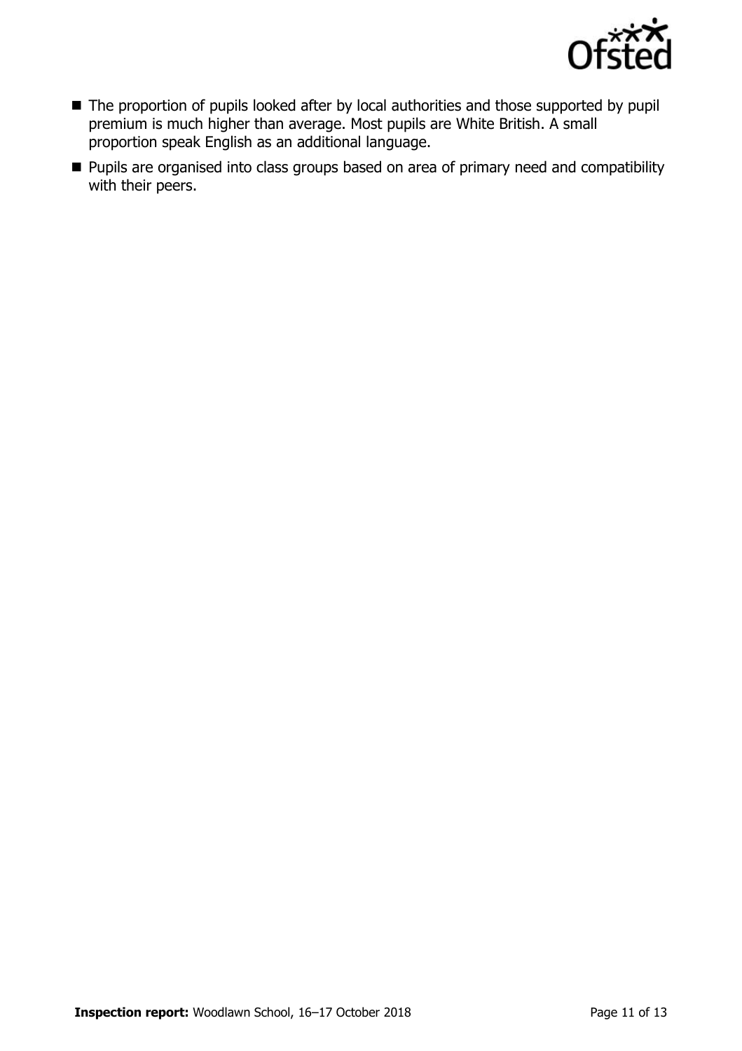- The proportion of pupils looked after by local authorities and those supported by pupil premium is much higher than average. Most pupils are White British. A small proportion speak English as an additional language.
- Pupils are organised into class groups based on area of primary need and compatibility with their peers.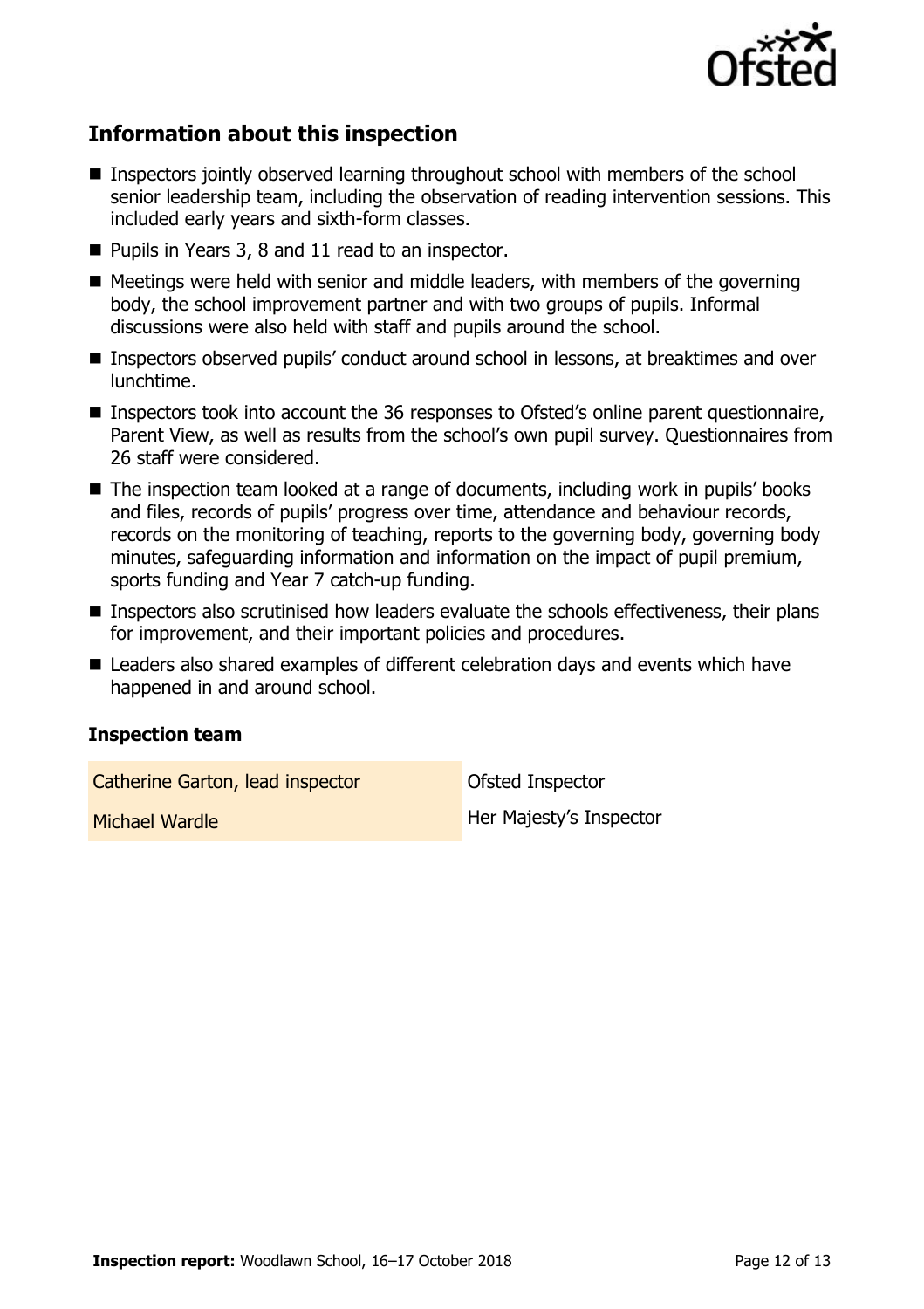## Information about this inspection

- Inspectors jointly observed learning throughout school with members of the school senior leadership team, including the observation of reading intervention sessions. This included early years and sixth-form classes.
- Pupils in Years 3, 8 and 11 read to an inspector.
- Meetings were held with senior and middle leaders, with members of the governing body, the school improvement partner and with two groups of pupils. Informal discussions were also held with staff and pupils around the school.
- Inspectors observed pupils' conduct around school in lessons, at breaktimes and over lunchtime.
- Inspectors took into account the 36 responses to Ofsted's online parent questionnaire, Parent View, as well as results from the school's own pupil survey. Questionnaires from 26 staff were considered.
- The inspection team looked at a range of documents, including work in pupils' books and files, records of pupils' progress over time, attendance and behaviour records, records on the monitoring of teaching, reports to the governing body, governing body minutes, safeguarding information and information on the impact of pupil premium, sports funding and Year 7 catch-up funding.
- Inspectors also scrutinised how leaders evaluate the schools effectiveness, their plans for improvement, and their important policies and procedures.
- Leaders also shared examples of different celebration days and events which have happened in and around school.

### Inspection team

| | |
|---|---|
| Catherine Garton, lead inspector | Ofsted Inspector |
| Michael Wardle | Her Majesty's Inspector |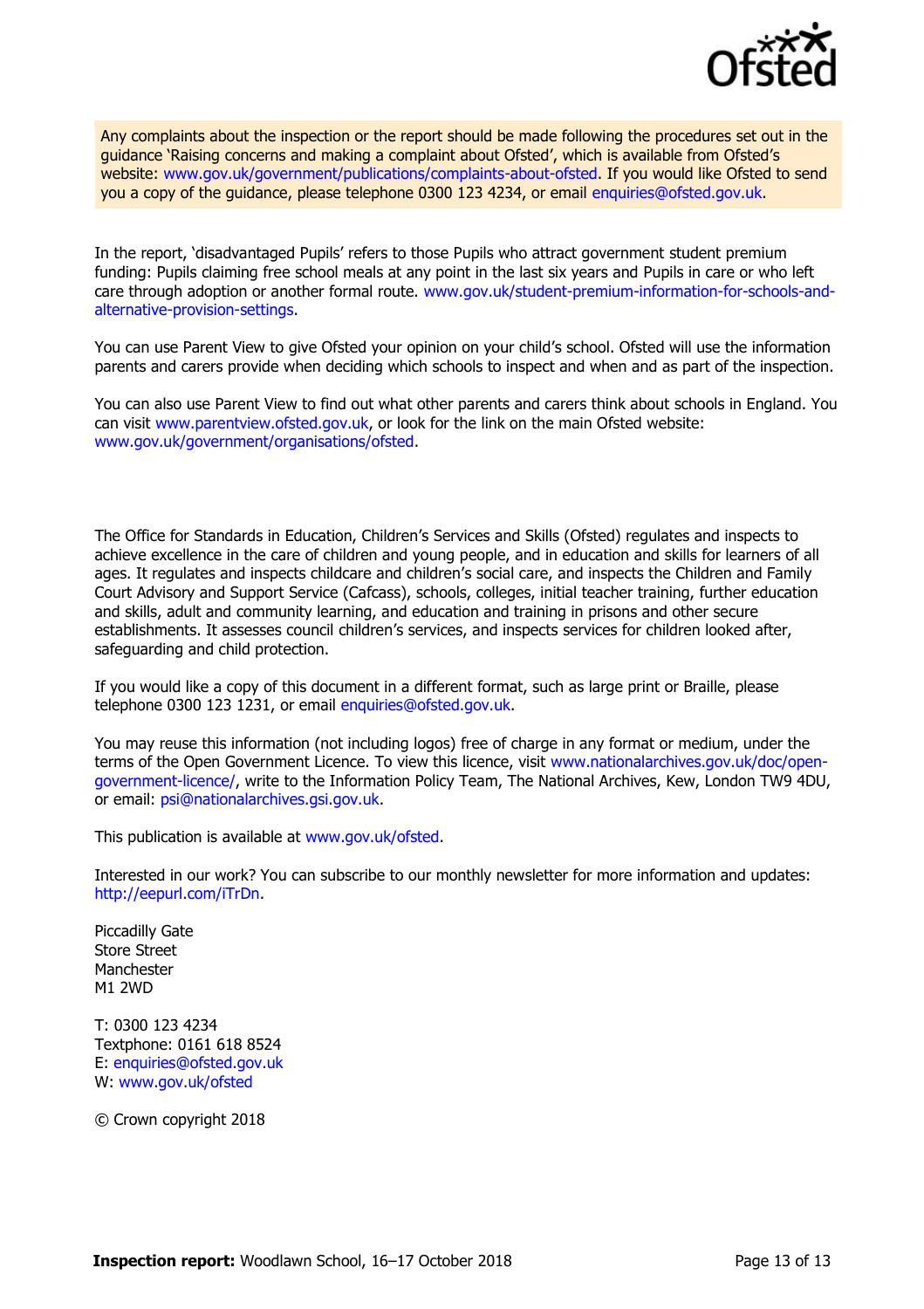Any complaints about the inspection or the report should be made following the procedures set out in the guidance 'Raising concerns and making a complaint about Ofsted', which is available from Ofsted's website: www.gov.uk/government/publications/complaints-about-ofsted. If you would like Ofsted to send you a copy of the guidance, please telephone 0300 123 4234, or email enquiries@ofsted.gov.uk.

In the report, 'disadvantaged Pupils' refers to those Pupils who attract government student premium funding: Pupils claiming free school meals at any point in the last six years and Pupils in care or who left care through adoption or another formal route. www.gov.uk/student-premium-information-for-schools-and-alternative-provision-settings.

You can use Parent View to give Ofsted your opinion on your child's school. Ofsted will use the information parents and carers provide when deciding which schools to inspect and when and as part of the inspection.

You can also use Parent View to find out what other parents and carers think about schools in England. You can visit www.parentview.ofsted.gov.uk, or look for the link on the main Ofsted website: www.gov.uk/government/organisations/ofsted.

The Office for Standards in Education, Children's Services and Skills (Ofsted) regulates and inspects to achieve excellence in the care of children and young people, and in education and skills for learners of all ages. It regulates and inspects childcare and children's social care, and inspects the Children and Family Court Advisory and Support Service (Cafcass), schools, colleges, initial teacher training, further education and skills, adult and community learning, and education and training in prisons and other secure establishments. It assesses council children's services, and inspects services for children looked after, safeguarding and child protection.

If you would like a copy of this document in a different format, such as large print or Braille, please telephone 0300 123 1231, or email enquiries@ofsted.gov.uk.

You may reuse this information (not including logos) free of charge in any format or medium, under the terms of the Open Government Licence. To view this licence, visit www.nationalarchives.gov.uk/doc/open-government-licence/, write to the Information Policy Team, The National Archives, Kew, London TW9 4DU, or email: psi@nationalarchives.gsi.gov.uk.

This publication is available at www.gov.uk/ofsted.

Interested in our work? You can subscribe to our monthly newsletter for more information and updates: http://eepurl.com/iTrDn.

Piccadilly Gate
Store Street
Manchester
M1 2WD

T: 0300 123 4234
Textphone: 0161 618 8524
E: enquiries@ofsted.gov.uk
W: www.gov.uk/ofsted

© Crown copyright 2018